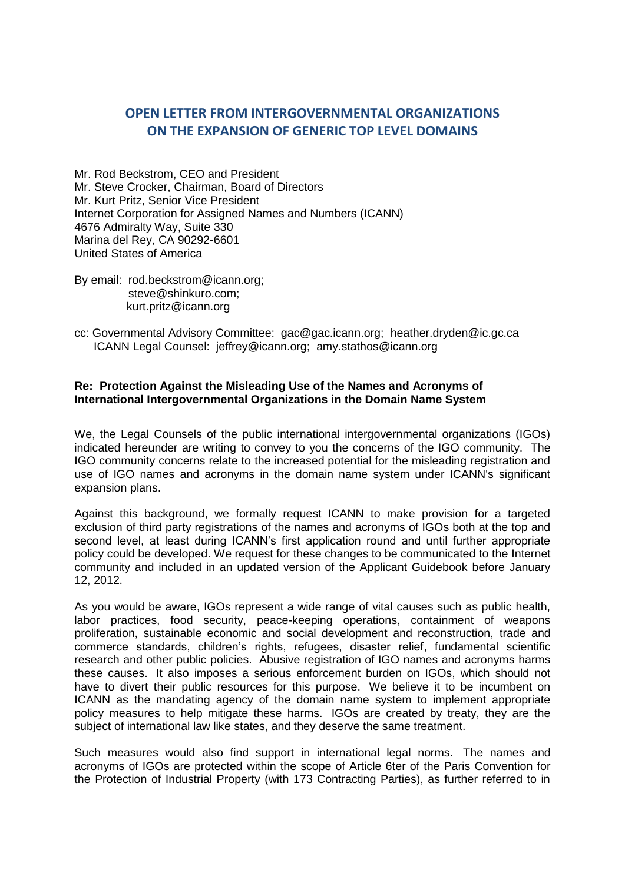# OPEN LETTER FROM INTERGOVERNMENTAL ORGANIZATIONS ON THE EXPANSION OF GENERIC TOP LEVEL DOMAINS

Mr. Rod Beckstrom, CEO and President
Mr. Steve Crocker, Chairman, Board of Directors
Mr. Kurt Pritz, Senior Vice President
Internet Corporation for Assigned Names and Numbers (ICANN)
4676 Admiralty Way, Suite 330
Marina del Rey, CA 90292-6601
United States of America

By email: rod.beckstrom@icann.org;
steve@shinkuro.com;
kurt.pritz@icann.org

cc: Governmental Advisory Committee: gac@gac.icann.org; heather.dryden@ic.gc.ca
ICANN Legal Counsel: jeffrey@icann.org; amy.stathos@icann.org

**Re: Protection Against the Misleading Use of the Names and Acronyms of International Intergovernmental Organizations in the Domain Name System**

We, the Legal Counsels of the public international intergovernmental organizations (IGOs) indicated hereunder are writing to convey to you the concerns of the IGO community. The IGO community concerns relate to the increased potential for the misleading registration and use of IGO names and acronyms in the domain name system under ICANN's significant expansion plans.

Against this background, we formally request ICANN to make provision for a targeted exclusion of third party registrations of the names and acronyms of IGOs both at the top and second level, at least during ICANN's first application round and until further appropriate policy could be developed. We request for these changes to be communicated to the Internet community and included in an updated version of the Applicant Guidebook before January 12, 2012.

As you would be aware, IGOs represent a wide range of vital causes such as public health, labor practices, food security, peace-keeping operations, containment of weapons proliferation, sustainable economic and social development and reconstruction, trade and commerce standards, children's rights, refugees, disaster relief, fundamental scientific research and other public policies. Abusive registration of IGO names and acronyms harms these causes. It also imposes a serious enforcement burden on IGOs, which should not have to divert their public resources for this purpose. We believe it to be incumbent on ICANN as the mandating agency of the domain name system to implement appropriate policy measures to help mitigate these harms. IGOs are created by treaty, they are the subject of international law like states, and they deserve the same treatment.

Such measures would also find support in international legal norms. The names and acronyms of IGOs are protected within the scope of Article 6ter of the Paris Convention for the Protection of Industrial Property (with 173 Contracting Parties), as further referred to in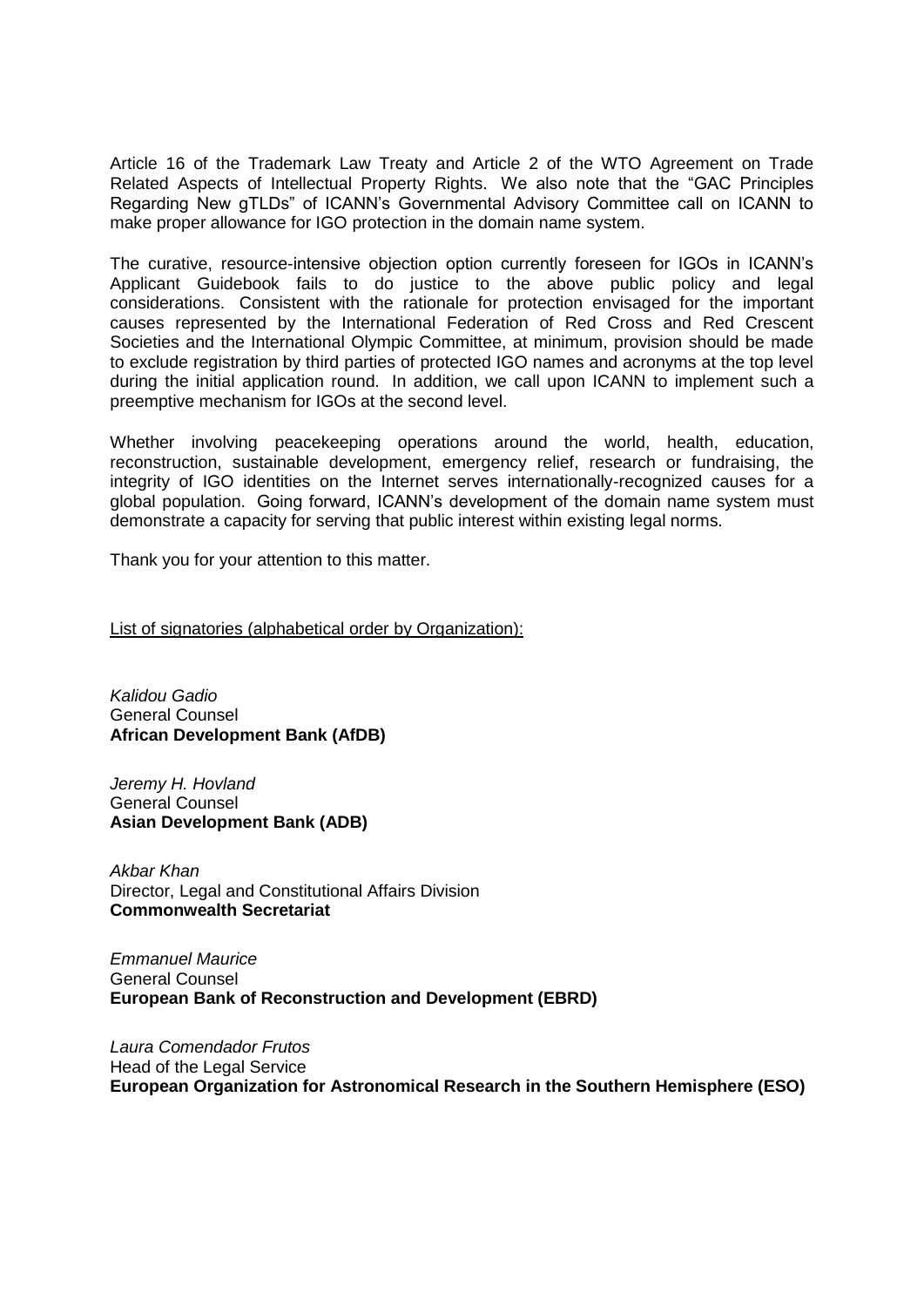Article 16 of the Trademark Law Treaty and Article 2 of the WTO Agreement on Trade Related Aspects of Intellectual Property Rights. We also note that the "GAC Principles Regarding New gTLDs" of ICANN's Governmental Advisory Committee call on ICANN to make proper allowance for IGO protection in the domain name system.

The curative, resource-intensive objection option currently foreseen for IGOs in ICANN's Applicant Guidebook fails to do justice to the above public policy and legal considerations. Consistent with the rationale for protection envisaged for the important causes represented by the International Federation of Red Cross and Red Crescent Societies and the International Olympic Committee, at minimum, provision should be made to exclude registration by third parties of protected IGO names and acronyms at the top level during the initial application round. In addition, we call upon ICANN to implement such a preemptive mechanism for IGOs at the second level.

Whether involving peacekeeping operations around the world, health, education, reconstruction, sustainable development, emergency relief, research or fundraising, the integrity of IGO identities on the Internet serves internationally-recognized causes for a global population. Going forward, ICANN's development of the domain name system must demonstrate a capacity for serving that public interest within existing legal norms.

Thank you for your attention to this matter.

<u>List of signatories (alphabetical order by Organization):</u>

*Kalidou Gadio*
General Counsel
**African Development Bank (AfDB)**

*Jeremy H. Hovland*
General Counsel
**Asian Development Bank (ADB)**

*Akbar Khan*
Director, Legal and Constitutional Affairs Division
**Commonwealth Secretariat**

*Emmanuel Maurice*
General Counsel
**European Bank of Reconstruction and Development (EBRD)**

*Laura Comendador Frutos*
Head of the Legal Service
**European Organization for Astronomical Research in the Southern Hemisphere (ESO)**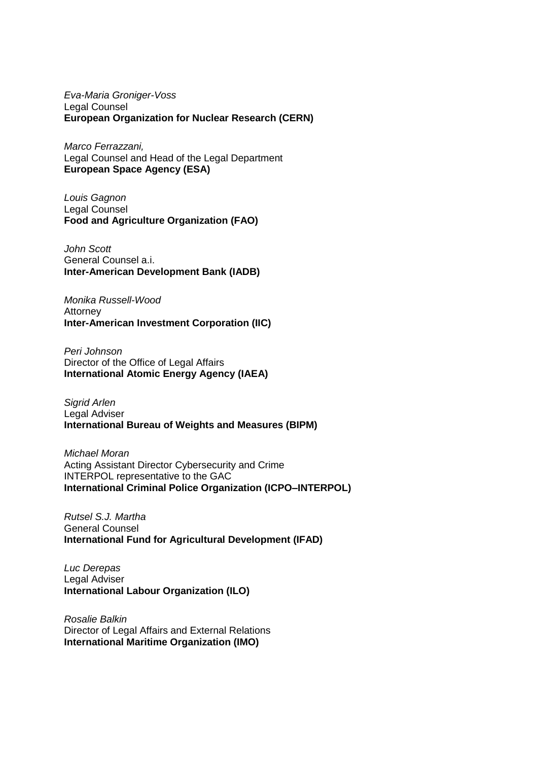*Eva-Maria Groniger-Voss*
Legal Counsel
**European Organization for Nuclear Research (CERN)**

*Marco Ferrazzani,*
Legal Counsel and Head of the Legal Department
**European Space Agency (ESA)**

*Louis Gagnon*
Legal Counsel
**Food and Agriculture Organization (FAO)**

*John Scott*
General Counsel a.i.
**Inter-American Development Bank (IADB)**

*Monika Russell-Wood*
Attorney
**Inter-American Investment Corporation (IIC)**

*Peri Johnson*
Director of the Office of Legal Affairs
**International Atomic Energy Agency (IAEA)**

*Sigrid Arlen*
Legal Adviser
**International Bureau of Weights and Measures (BIPM)**

*Michael Moran*
Acting Assistant Director Cybersecurity and Crime
INTERPOL representative to the GAC
**International Criminal Police Organization (ICPO–INTERPOL)**

*Rutsel S.J. Martha*
General Counsel
**International Fund for Agricultural Development (IFAD)**

*Luc Derepas*
Legal Adviser
**International Labour Organization (ILO)**

*Rosalie Balkin*
Director of Legal Affairs and External Relations
**International Maritime Organization (IMO)**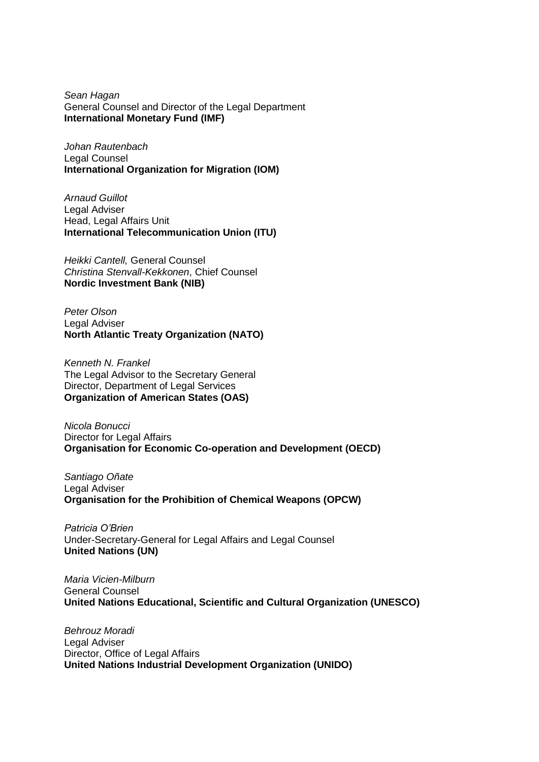*Sean Hagan*
General Counsel and Director of the Legal Department
**International Monetary Fund (IMF)**

*Johan Rautenbach*
Legal Counsel
**International Organization for Migration (IOM)**

*Arnaud Guillot*
Legal Adviser
Head, Legal Affairs Unit
**International Telecommunication Union (ITU)**

*Heikki Cantell,* General Counsel
*Christina Stenvall-Kekkonen*, Chief Counsel
**Nordic Investment Bank (NIB)**

*Peter Olson*
Legal Adviser
**North Atlantic Treaty Organization (NATO)**

*Kenneth N. Frankel*
The Legal Advisor to the Secretary General
Director, Department of Legal Services
**Organization of American States (OAS)**

*Nicola Bonucci*
Director for Legal Affairs
**Organisation for Economic Co-operation and Development (OECD)**

*Santiago Oñate*
Legal Adviser
**Organisation for the Prohibition of Chemical Weapons (OPCW)**

*Patricia O'Brien*
Under-Secretary-General for Legal Affairs and Legal Counsel
**United Nations (UN)**

*Maria Vicien-Milburn*
General Counsel
**United Nations Educational, Scientific and Cultural Organization (UNESCO)**

*Behrouz Moradi*
Legal Adviser
Director, Office of Legal Affairs
**United Nations Industrial Development Organization (UNIDO)**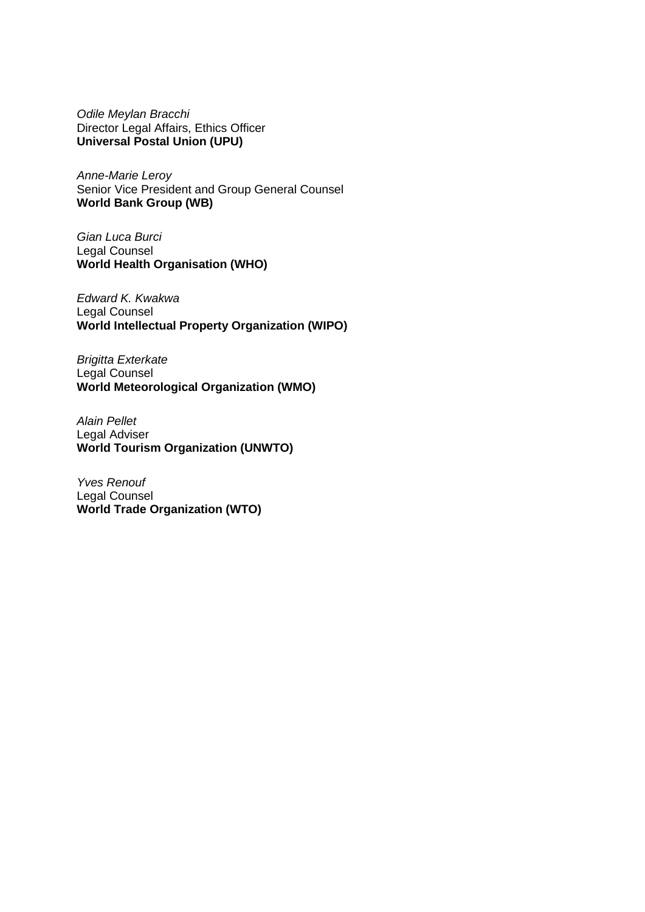*Odile Meylan Bracchi*
Director Legal Affairs, Ethics Officer
**Universal Postal Union (UPU)**

*Anne-Marie Leroy*
Senior Vice President and Group General Counsel
**World Bank Group (WB)**

*Gian Luca Burci*
Legal Counsel
**World Health Organisation (WHO)**

*Edward K. Kwakwa*
Legal Counsel
**World Intellectual Property Organization (WIPO)**

*Brigitta Exterkate*
Legal Counsel
**World Meteorological Organization (WMO)**

*Alain Pellet*
Legal Adviser
**World Tourism Organization (UNWTO)**

*Yves Renouf*
Legal Counsel
**World Trade Organization (WTO)**